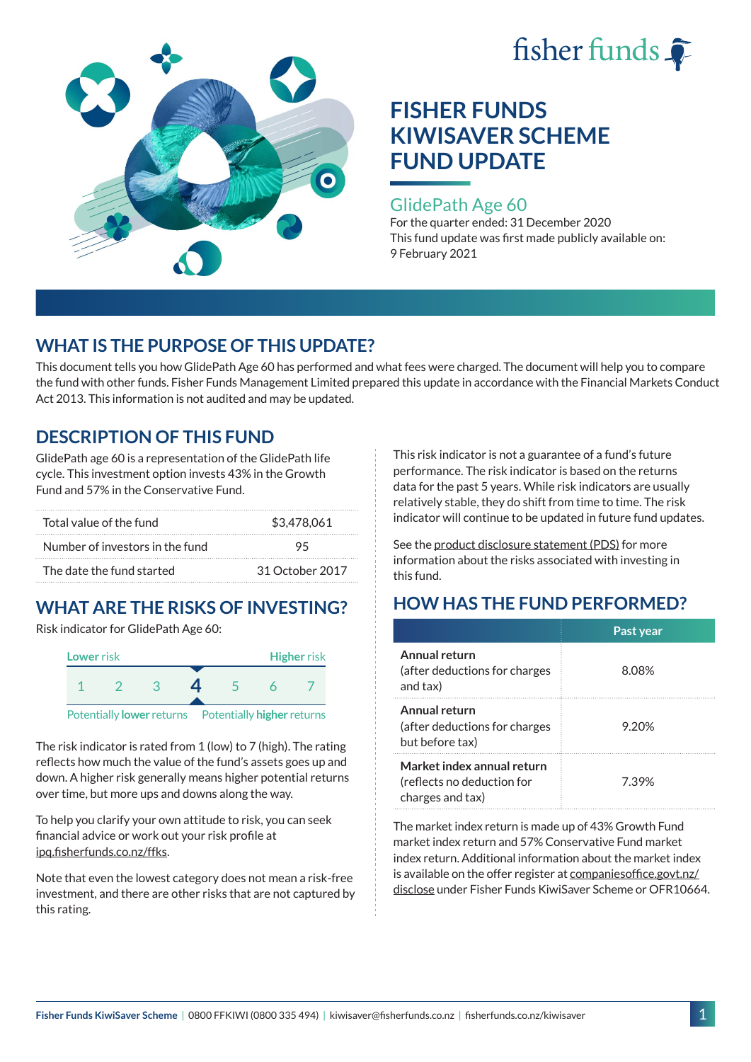fisher funds

# FISHER FUNDS KIWISAVER SCHEME FUND UPDATE

## GlidePath Age 60

For the quarter ended: 31 December 2020
This fund update was first made publicly available on: 9 February 2021

## WHAT IS THE PURPOSE OF THIS UPDATE?

This document tells you how GlidePath Age 60 has performed and what fees were charged. The document will help you to compare the fund with other funds. Fisher Funds Management Limited prepared this update in accordance with the Financial Markets Conduct Act 2013. This information is not audited and may be updated.

## DESCRIPTION OF THIS FUND

GlidePath age 60 is a representation of the GlidePath life cycle. This investment option invests 43% in the Growth Fund and 57% in the Conservative Fund.

| | |
|---|---|
| Total value of the fund | $3,478,061 |
| Number of investors in the fund | 95 |
| The date the fund started | 31 October 2017 |

## WHAT ARE THE RISKS OF INVESTING?

Risk indicator for GlidePath Age 60:

| Lower risk | | | | | | Higher risk |
|---|---|---|---|---|---|---|
| 1 | 2 | 3 | **4** | 5 | 6 | 7 |

Potentially **lower** returns — Potentially **higher** returns

The risk indicator is rated from 1 (low) to 7 (high). The rating reflects how much the value of the fund's assets goes up and down. A higher risk generally means higher potential returns over time, but more ups and downs along the way.

To help you clarify your own attitude to risk, you can seek financial advice or work out your risk profile at ipq.fisherfunds.co.nz/ffks.

Note that even the lowest category does not mean a risk-free investment, and there are other risks that are not captured by this rating.

This risk indicator is not a guarantee of a fund's future performance. The risk indicator is based on the returns data for the past 5 years. While risk indicators are usually relatively stable, they do shift from time to time. The risk indicator will continue to be updated in future fund updates.

See the product disclosure statement (PDS) for more information about the risks associated with investing in this fund.

## HOW HAS THE FUND PERFORMED?

| | Past year |
|---|---|
| **Annual return** (after deductions for charges and tax) | 8.08% |
| **Annual return** (after deductions for charges but before tax) | 9.20% |
| **Market index annual return** (reflects no deduction for charges and tax) | 7.39% |

The market index return is made up of 43% Growth Fund market index return and 57% Conservative Fund market index return. Additional information about the market index is available on the offer register at companiesoffice.govt.nz/disclose under Fisher Funds KiwiSaver Scheme or OFR10664.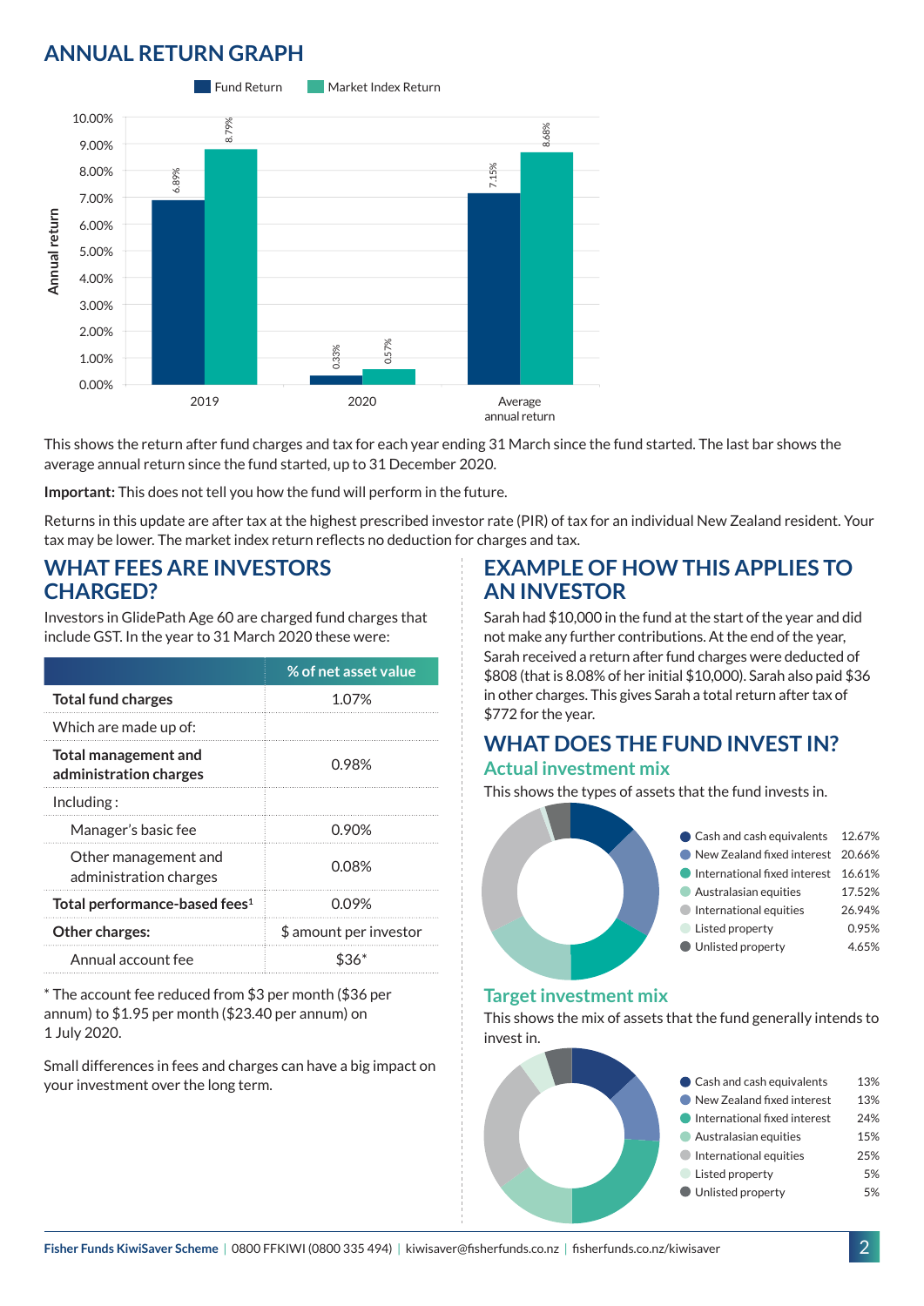## ANNUAL RETURN GRAPH

| | Fund Return | Market Index Return |
|---|---|---|
| 2019 | 6.89% | 8.79% |
| 2020 | 0.33% | 0.57% |
| Average annual return | 7.15% | 8.68% |

This shows the return after fund charges and tax for each year ending 31 March since the fund started. The last bar shows the average annual return since the fund started, up to 31 December 2020.

**Important:** This does not tell you how the fund will perform in the future.

Returns in this update are after tax at the highest prescribed investor rate (PIR) of tax for an individual New Zealand resident. Your tax may be lower. The market index return reflects no deduction for charges and tax.

## WHAT FEES ARE INVESTORS CHARGED?

Investors in GlidePath Age 60 are charged fund charges that include GST. In the year to 31 March 2020 these were:

| | % of net asset value |
|---|---|
| **Total fund charges** | 1.07% |
| Which are made up of: | |
| **Total management and administration charges** | 0.98% |
| Including: | |
| Manager's basic fee | 0.90% |
| Other management and administration charges | 0.08% |
| **Total performance-based fees[1]** | 0.09% |
| **Other charges:** | $ amount per investor |
| Annual account fee | $36* |

\* The account fee reduced from $3 per month ($36 per annum) to $1.95 per month ($23.40 per annum) on 1 July 2020.

Small differences in fees and charges can have a big impact on your investment over the long term.

## EXAMPLE OF HOW THIS APPLIES TO AN INVESTOR

Sarah had $10,000 in the fund at the start of the year and did not make any further contributions. At the end of the year, Sarah received a return after fund charges were deducted of $808 (that is 8.08% of her initial $10,000). Sarah also paid $36 in other charges. This gives Sarah a total return after tax of $772 for the year.

## WHAT DOES THE FUND INVEST IN?

### Actual investment mix

This shows the types of assets that the fund invests in.

| Asset | % |
|---|---|
| Cash and cash equivalents | 12.67% |
| New Zealand fixed interest | 20.66% |
| International fixed interest | 16.61% |
| Australasian equities | 17.52% |
| International equities | 26.94% |
| Listed property | 0.95% |
| Unlisted property | 4.65% |

### Target investment mix

This shows the mix of assets that the fund generally intends to invest in.

| Asset | % |
|---|---|
| Cash and cash equivalents | 13% |
| New Zealand fixed interest | 13% |
| International fixed interest | 24% |
| Australasian equities | 15% |
| International equities | 25% |
| Listed property | 5% |
| Unlisted property | 5% |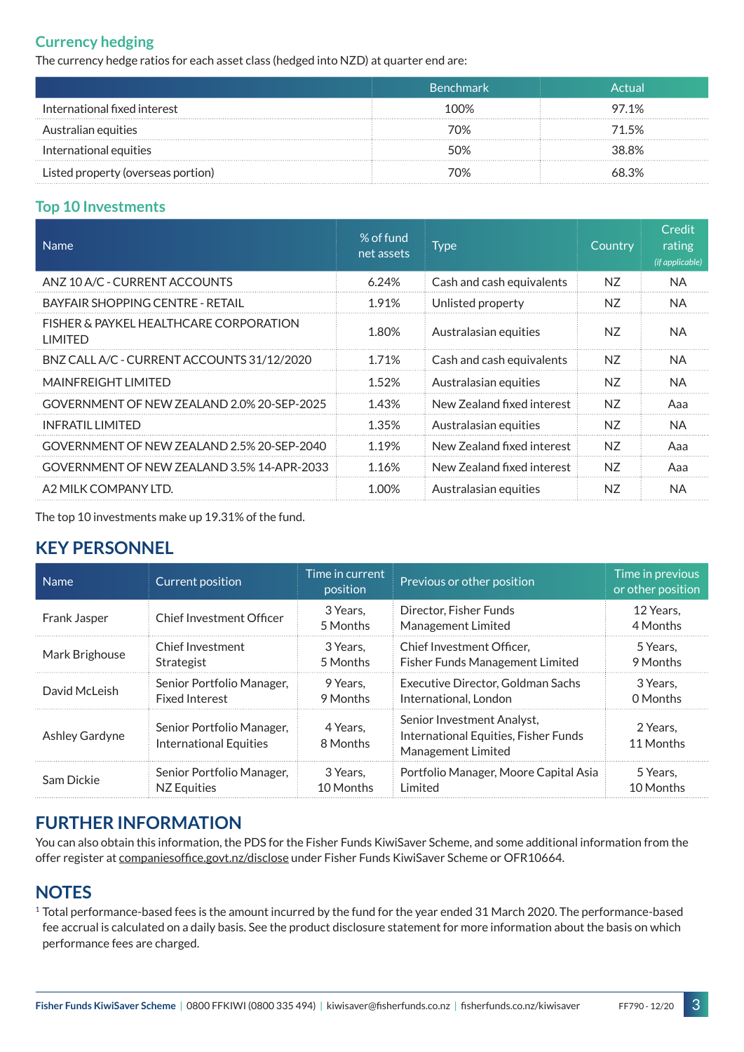## Currency hedging

The currency hedge ratios for each asset class (hedged into NZD) at quarter end are:

| | Benchmark | Actual |
|---|---|---|
| International fixed interest | 100% | 97.1% |
| Australian equities | 70% | 71.5% |
| International equities | 50% | 38.8% |
| Listed property (overseas portion) | 70% | 68.3% |

## Top 10 Investments

| Name | % of fund net assets | Type | Country | Credit rating *(if applicable)* |
|---|---|---|---|---|
| ANZ 10 A/C - CURRENT ACCOUNTS | 6.24% | Cash and cash equivalents | NZ | NA |
| BAYFAIR SHOPPING CENTRE - RETAIL | 1.91% | Unlisted property | NZ | NA |
| FISHER & PAYKEL HEALTHCARE CORPORATION LIMITED | 1.80% | Australasian equities | NZ | NA |
| BNZ CALL A/C - CURRENT ACCOUNTS 31/12/2020 | 1.71% | Cash and cash equivalents | NZ | NA |
| MAINFREIGHT LIMITED | 1.52% | Australasian equities | NZ | NA |
| GOVERNMENT OF NEW ZEALAND 2.0% 20-SEP-2025 | 1.43% | New Zealand fixed interest | NZ | Aaa |
| INFRATIL LIMITED | 1.35% | Australasian equities | NZ | NA |
| GOVERNMENT OF NEW ZEALAND 2.5% 20-SEP-2040 | 1.19% | New Zealand fixed interest | NZ | Aaa |
| GOVERNMENT OF NEW ZEALAND 3.5% 14-APR-2033 | 1.16% | New Zealand fixed interest | NZ | Aaa |
| A2 MILK COMPANY LTD. | 1.00% | Australasian equities | NZ | NA |

The top 10 investments make up 19.31% of the fund.

# KEY PERSONNEL

| Name | Current position | Time in current position | Previous or other position | Time in previous or other position |
|---|---|---|---|---|
| Frank Jasper | Chief Investment Officer | 3 Years, 5 Months | Director, Fisher Funds Management Limited | 12 Years, 4 Months |
| Mark Brighouse | Chief Investment Strategist | 3 Years, 5 Months | Chief Investment Officer, Fisher Funds Management Limited | 5 Years, 9 Months |
| David McLeish | Senior Portfolio Manager, Fixed Interest | 9 Years, 9 Months | Executive Director, Goldman Sachs International, London | 3 Years, 0 Months |
| Ashley Gardyne | Senior Portfolio Manager, International Equities | 4 Years, 8 Months | Senior Investment Analyst, International Equities, Fisher Funds Management Limited | 2 Years, 11 Months |
| Sam Dickie | Senior Portfolio Manager, NZ Equities | 3 Years, 10 Months | Portfolio Manager, Moore Capital Asia Limited | 5 Years, 10 Months |

# FURTHER INFORMATION

You can also obtain this information, the PDS for the Fisher Funds KiwiSaver Scheme, and some additional information from the offer register at companiesoffice.govt.nz/disclose under Fisher Funds KiwiSaver Scheme or OFR10664.

# NOTES

[1] Total performance-based fees is the amount incurred by the fund for the year ended 31 March 2020. The performance-based fee accrual is calculated on a daily basis. See the product disclosure statement for more information about the basis on which performance fees are charged.